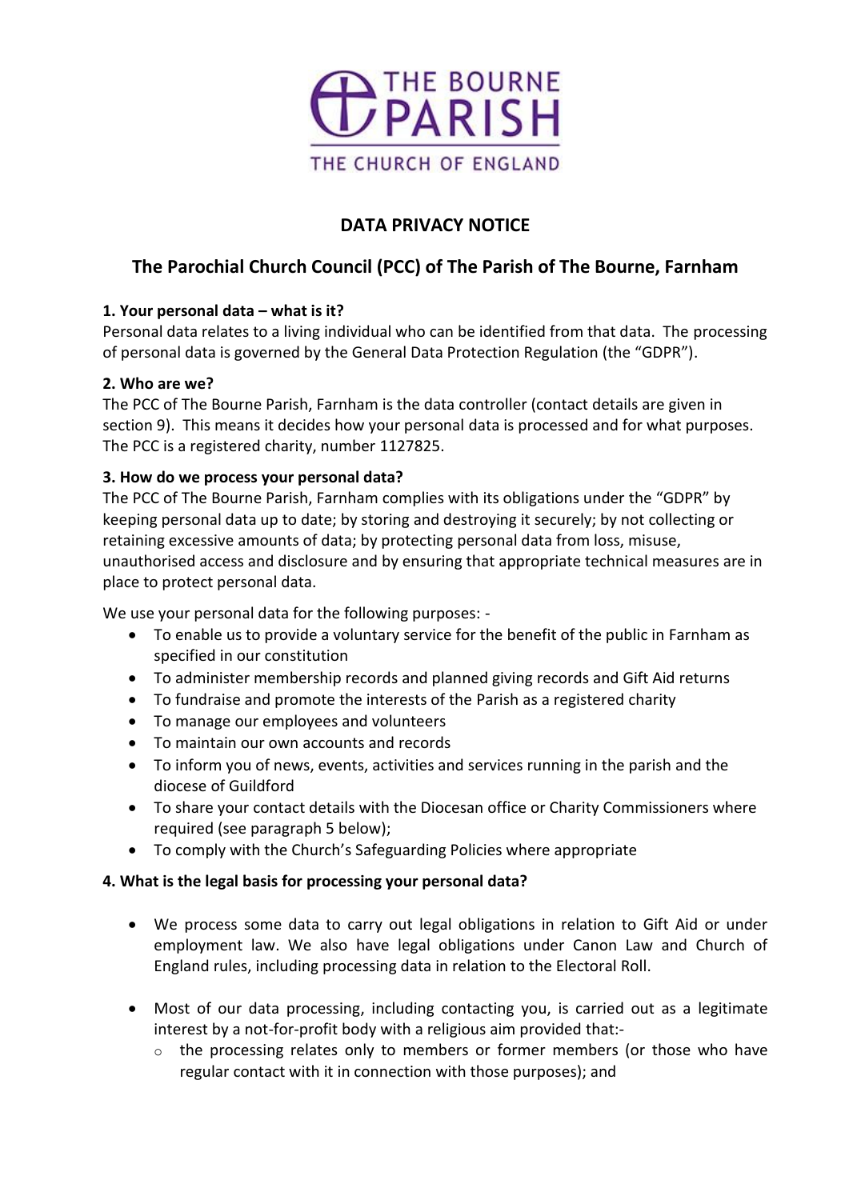# DATA PRIVACY NOTICE

## The Parochial Church Council (PCC) of The Parish of The Bourne, Farnham

### 1. Your personal data – what is it?

Personal data relates to a living individual who can be identified from that data. The processing of personal data is governed by the General Data Protection Regulation (the "GDPR").

### 2. Who are we?

The PCC of The Bourne Parish, Farnham is the data controller (contact details are given in section 9). This means it decides how your personal data is processed and for what purposes. The PCC is a registered charity, number 1127825.

### 3. How do we process your personal data?

The PCC of The Bourne Parish, Farnham complies with its obligations under the "GDPR" by keeping personal data up to date; by storing and destroying it securely; by not collecting or retaining excessive amounts of data; by protecting personal data from loss, misuse, unauthorised access and disclosure and by ensuring that appropriate technical measures are in place to protect personal data.

We use your personal data for the following purposes: -

- To enable us to provide a voluntary service for the benefit of the public in Farnham as specified in our constitution
- To administer membership records and planned giving records and Gift Aid returns
- To fundraise and promote the interests of the Parish as a registered charity
- To manage our employees and volunteers
- To maintain our own accounts and records
- To inform you of news, events, activities and services running in the parish and the diocese of Guildford
- To share your contact details with the Diocesan office or Charity Commissioners where required (see paragraph 5 below);
- To comply with the Church's Safeguarding Policies where appropriate

### 4. What is the legal basis for processing your personal data?

- We process some data to carry out legal obligations in relation to Gift Aid or under employment law. We also have legal obligations under Canon Law and Church of England rules, including processing data in relation to the Electoral Roll.

- Most of our data processing, including contacting you, is carried out as a legitimate interest by a not-for-profit body with a religious aim provided that:-
  - the processing relates only to members or former members (or those who have regular contact with it in connection with those purposes); and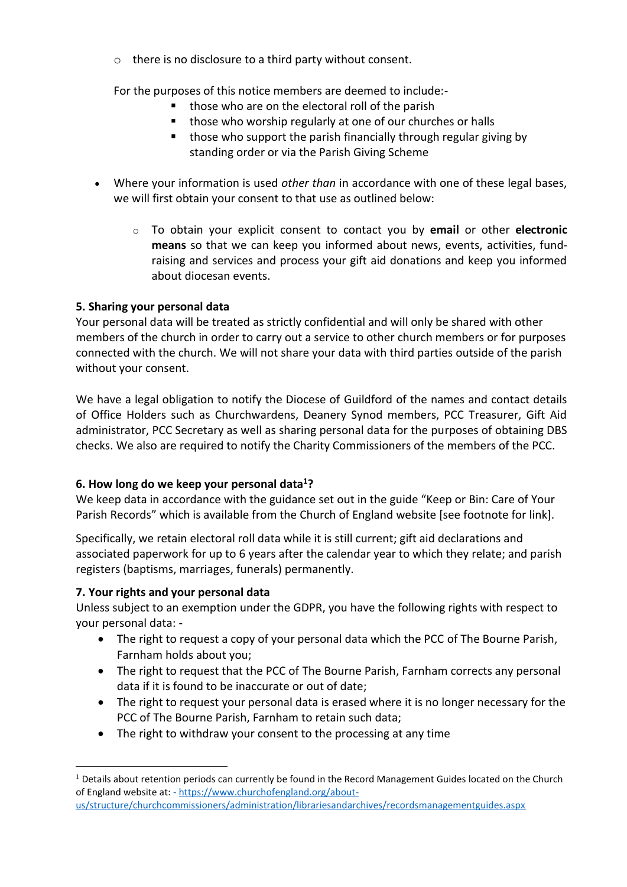- there is no disclosure to a third party without consent.

  For the purposes of this notice members are deemed to include:-
  - those who are on the electoral roll of the parish
  - those who worship regularly at one of our churches or halls
  - those who support the parish financially through regular giving by standing order or via the Parish Giving Scheme

- Where your information is used *other than* in accordance with one of these legal bases, we will first obtain your consent to that use as outlined below:

  - To obtain your explicit consent to contact you by **email** or other **electronic means** so that we can keep you informed about news, events, activities, fund-raising and services and process your gift aid donations and keep you informed about diocesan events.

**5. Sharing your personal data**

Your personal data will be treated as strictly confidential and will only be shared with other members of the church in order to carry out a service to other church members or for purposes connected with the church. We will not share your data with third parties outside of the parish without your consent.

We have a legal obligation to notify the Diocese of Guildford of the names and contact details of Office Holders such as Churchwardens, Deanery Synod members, PCC Treasurer, Gift Aid administrator, PCC Secretary as well as sharing personal data for the purposes of obtaining DBS checks. We also are required to notify the Charity Commissioners of the members of the PCC.

**6. How long do we keep your personal data[1]?**

We keep data in accordance with the guidance set out in the guide "Keep or Bin: Care of Your Parish Records" which is available from the Church of England website [see footnote for link].

Specifically, we retain electoral roll data while it is still current; gift aid declarations and associated paperwork for up to 6 years after the calendar year to which they relate; and parish registers (baptisms, marriages, funerals) permanently.

**7. Your rights and your personal data**

Unless subject to an exemption under the GDPR, you have the following rights with respect to your personal data: -

- The right to request a copy of your personal data which the PCC of The Bourne Parish, Farnham holds about you;
- The right to request that the PCC of The Bourne Parish, Farnham corrects any personal data if it is found to be inaccurate or out of date;
- The right to request your personal data is erased where it is no longer necessary for the PCC of The Bourne Parish, Farnham to retain such data;
- The right to withdraw your consent to the processing at any time

[1] Details about retention periods can currently be found in the Record Management Guides located on the Church of England website at: - https://www.churchofengland.org/about-us/structure/churchcommissioners/administration/librariesandarchives/recordsmanagementguides.aspx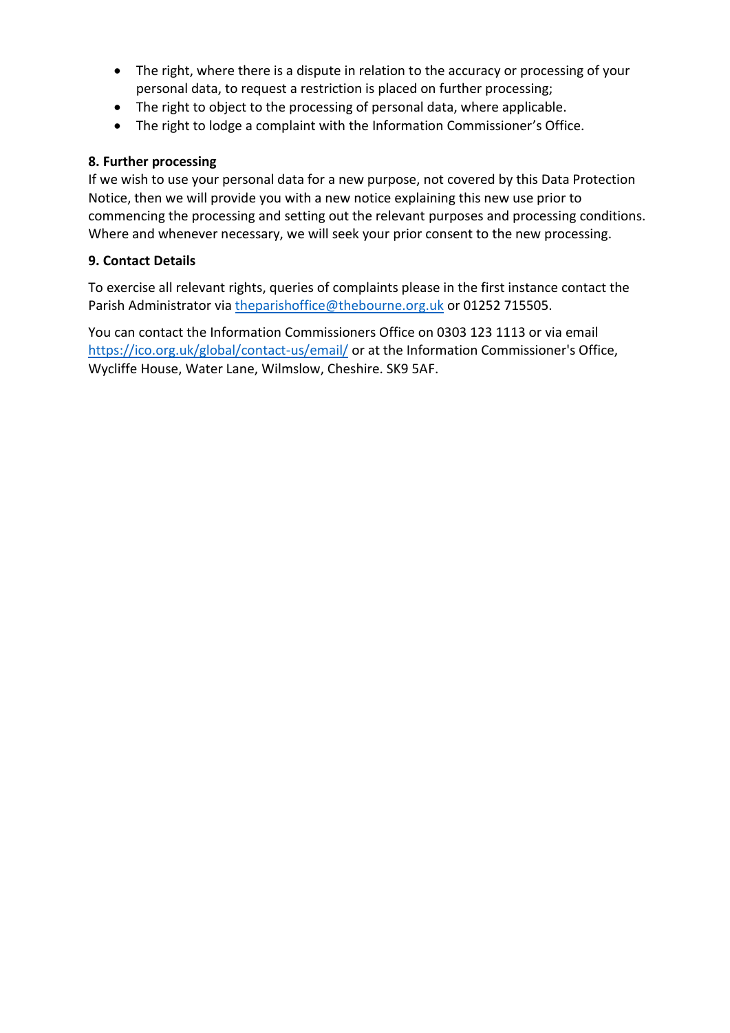- The right, where there is a dispute in relation to the accuracy or processing of your personal data, to request a restriction is placed on further processing;
- The right to object to the processing of personal data, where applicable.
- The right to lodge a complaint with the Information Commissioner's Office.

**8. Further processing**

If we wish to use your personal data for a new purpose, not covered by this Data Protection Notice, then we will provide you with a new notice explaining this new use prior to commencing the processing and setting out the relevant purposes and processing conditions. Where and whenever necessary, we will seek your prior consent to the new processing.

**9. Contact Details**

To exercise all relevant rights, queries of complaints please in the first instance contact the Parish Administrator via theparishoffice@thebourne.org.uk or 01252 715505.

You can contact the Information Commissioners Office on 0303 123 1113 or via email https://ico.org.uk/global/contact-us/email/ or at the Information Commissioner's Office, Wycliffe House, Water Lane, Wilmslow, Cheshire. SK9 5AF.